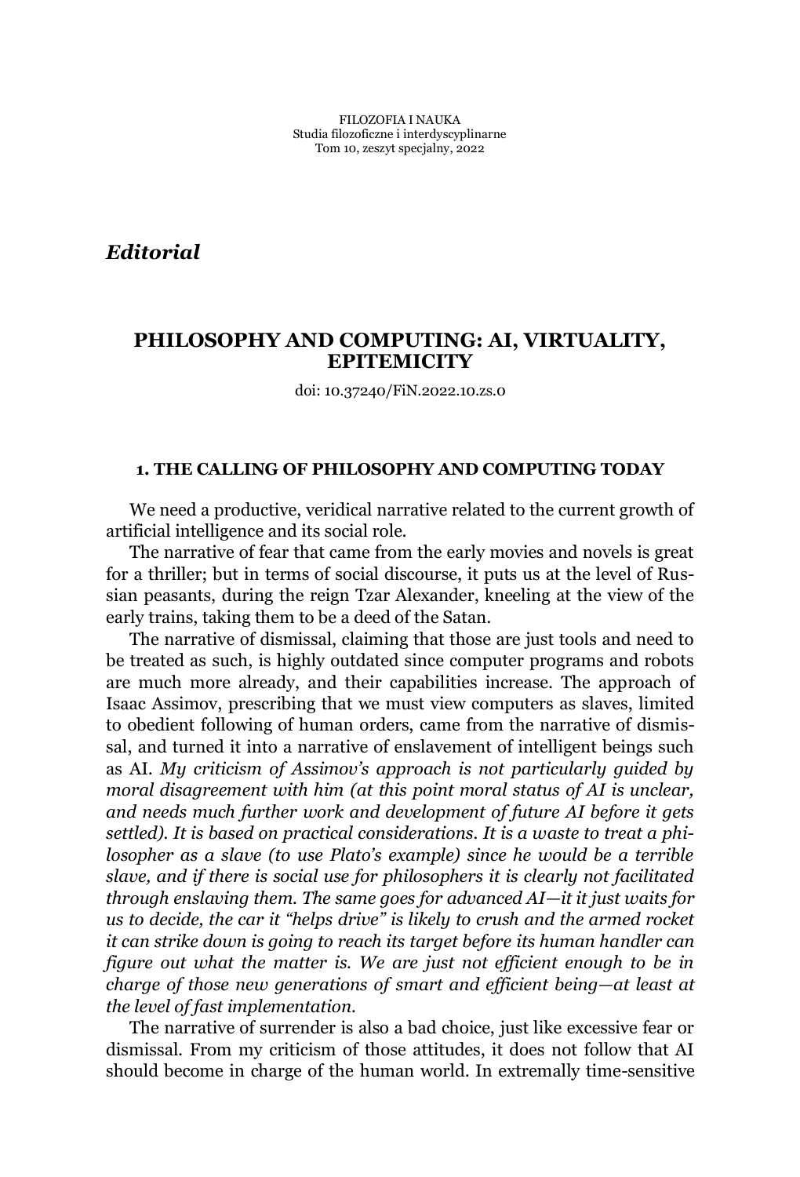*Editorial*

# PHILOSOPHY AND COMPUTING: AI, VIRTUALITY, EPITEMICITY

doi: 10.37240/FiN.2022.10.zs.0

## 1. THE CALLING OF PHILOSOPHY AND COMPUTING TODAY

We need a productive, veridical narrative related to the current growth of artificial intelligence and its social role.

The narrative of fear that came from the early movies and novels is great for a thriller; but in terms of social discourse, it puts us at the level of Russian peasants, during the reign Tzar Alexander, kneeling at the view of the early trains, taking them to be a deed of the Satan.

The narrative of dismissal, claiming that those are just tools and need to be treated as such, is highly outdated since computer programs and robots are much more already, and their capabilities increase. The approach of Isaac Assimov, prescribing that we must view computers as slaves, limited to obedient following of human orders, came from the narrative of dismissal, and turned it into a narrative of enslavement of intelligent beings such as AI. *My criticism of Assimov's approach is not particularly guided by moral disagreement with him (at this point moral status of AI is unclear, and needs much further work and development of future AI before it gets settled). It is based on practical considerations. It is a waste to treat a philosopher as a slave (to use Plato's example) since he would be a terrible slave, and if there is social use for philosophers it is clearly not facilitated through enslaving them. The same goes for advanced AI—it just waits for us to decide, the car it "helps drive" is likely to crush and the armed rocket it can strike down is going to reach its target before its human handler can figure out what the matter is. We are just not efficient enough to be in charge of those new generations of smart and efficient being—at least at the level of fast implementation.*

The narrative of surrender is also a bad choice, just like excessive fear or dismissal. From my criticism of those attitudes, it does not follow that AI should become in charge of the human world. In extremally time-sensitive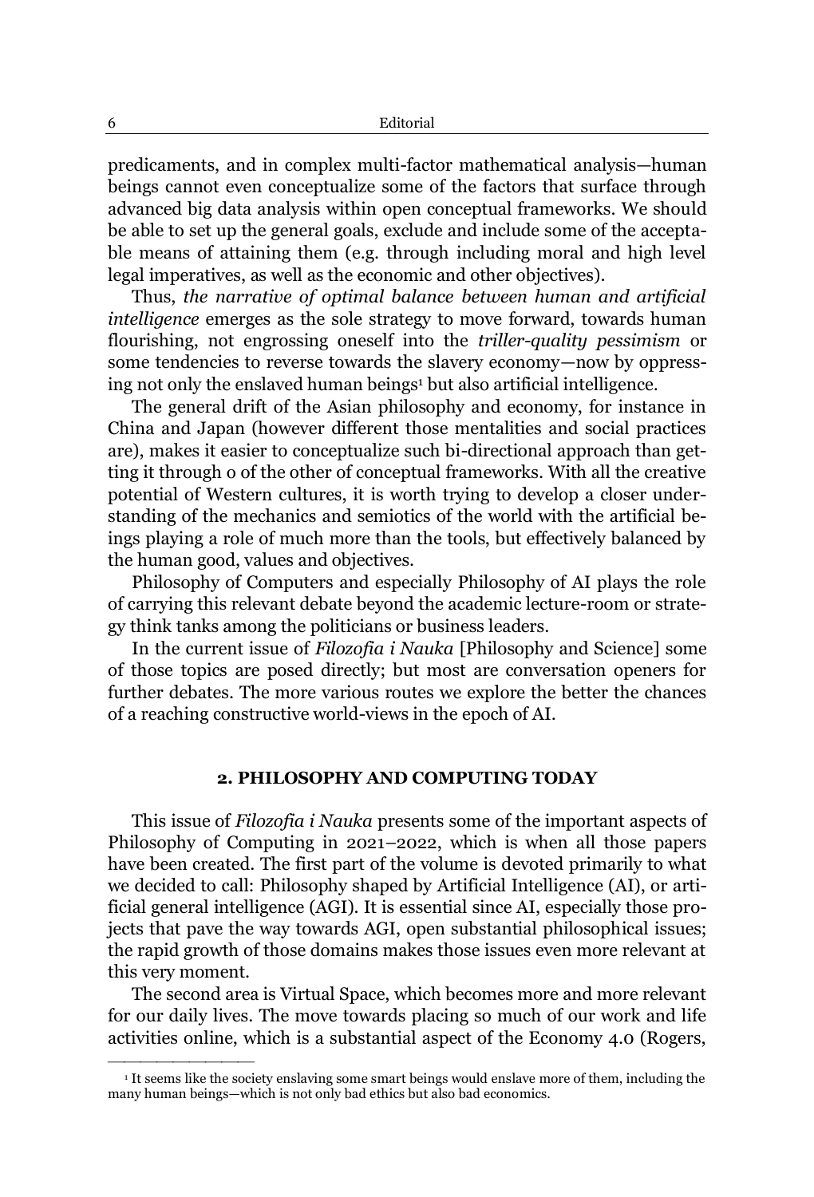predicaments, and in complex multi-factor mathematical analysis—human beings cannot even conceptualize some of the factors that surface through advanced big data analysis within open conceptual frameworks. We should be able to set up the general goals, exclude and include some of the acceptable means of attaining them (e.g. through including moral and high level legal imperatives, as well as the economic and other objectives).

Thus, *the narrative of optimal balance between human and artificial intelligence* emerges as the sole strategy to move forward, towards human flourishing, not engrossing oneself into the *triller-quality pessimism* or some tendencies to reverse towards the slavery economy—now by oppressing not only the enslaved human beings[1] but also artificial intelligence.

The general drift of the Asian philosophy and economy, for instance in China and Japan (however different those mentalities and social practices are), makes it easier to conceptualize such bi-directional approach than getting it through o of the other of conceptual frameworks. With all the creative potential of Western cultures, it is worth trying to develop a closer understanding of the mechanics and semiotics of the world with the artificial beings playing a role of much more than the tools, but effectively balanced by the human good, values and objectives.

Philosophy of Computers and especially Philosophy of AI plays the role of carrying this relevant debate beyond the academic lecture-room or strategy think tanks among the politicians or business leaders.

In the current issue of *Filozofia i Nauka* [Philosophy and Science] some of those topics are posed directly; but most are conversation openers for further debates. The more various routes we explore the better the chances of a reaching constructive world-views in the epoch of AI.

## 2. PHILOSOPHY AND COMPUTING TODAY

This issue of *Filozofia i Nauka* presents some of the important aspects of Philosophy of Computing in 2021–2022, which is when all those papers have been created. The first part of the volume is devoted primarily to what we decided to call: Philosophy shaped by Artificial Intelligence (AI), or artificial general intelligence (AGI). It is essential since AI, especially those projects that pave the way towards AGI, open substantial philosophical issues; the rapid growth of those domains makes those issues even more relevant at this very moment.

The second area is Virtual Space, which becomes more and more relevant for our daily lives. The move towards placing so much of our work and life activities online, which is a substantial aspect of the Economy 4.0 (Rogers,

---

[1] It seems like the society enslaving some smart beings would enslave more of them, including the many human beings—which is not only bad ethics but also bad economics.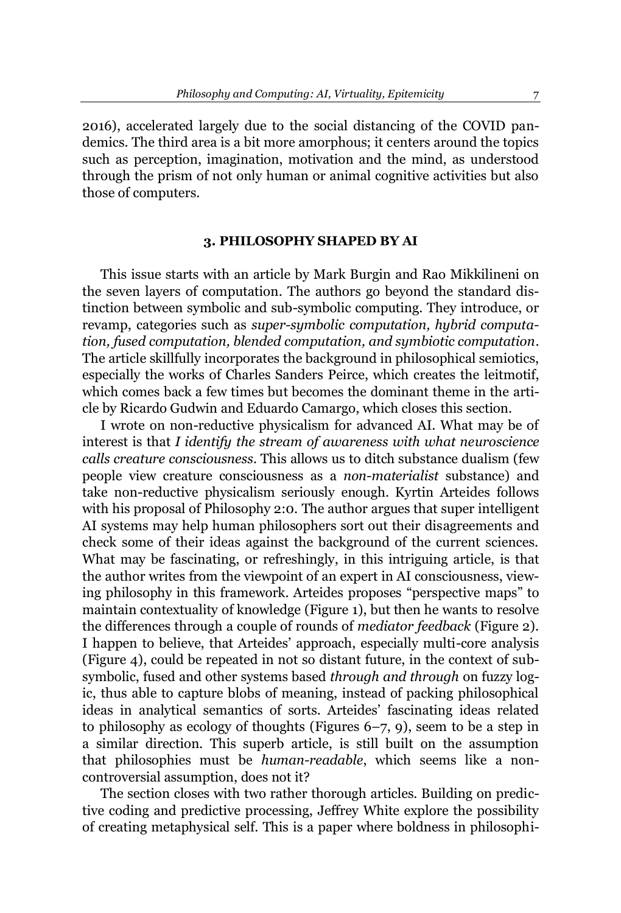2016), accelerated largely due to the social distancing of the COVID pandemics. The third area is a bit more amorphous; it centers around the topics such as perception, imagination, motivation and the mind, as understood through the prism of not only human or animal cognitive activities but also those of computers.

### 3. PHILOSOPHY SHAPED BY AI

This issue starts with an article by Mark Burgin and Rao Mikkilineni on the seven layers of computation. The authors go beyond the standard distinction between symbolic and sub-symbolic computing. They introduce, or revamp, categories such as *super-symbolic computation, hybrid computation, fused computation, blended computation, and symbiotic computation*. The article skillfully incorporates the background in philosophical semiotics, especially the works of Charles Sanders Peirce, which creates the leitmotif, which comes back a few times but becomes the dominant theme in the article by Ricardo Gudwin and Eduardo Camargo, which closes this section.

I wrote on non-reductive physicalism for advanced AI. What may be of interest is that *I identify the stream of awareness with what neuroscience calls creature consciousness*. This allows us to ditch substance dualism (few people view creature consciousness as a *non-materialist* substance) and take non-reductive physicalism seriously enough. Kyrtin Arteides follows with his proposal of Philosophy 2:0. The author argues that super intelligent AI systems may help human philosophers sort out their disagreements and check some of their ideas against the background of the current sciences. What may be fascinating, or refreshingly, in this intriguing article, is that the author writes from the viewpoint of an expert in AI consciousness, viewing philosophy in this framework. Arteides proposes "perspective maps" to maintain contextuality of knowledge (Figure 1), but then he wants to resolve the differences through a couple of rounds of *mediator feedback* (Figure 2). I happen to believe, that Arteides' approach, especially multi-core analysis (Figure 4), could be repeated in not so distant future, in the context of sub-symbolic, fused and other systems based *through and through* on fuzzy logic, thus able to capture blobs of meaning, instead of packing philosophical ideas in analytical semantics of sorts. Arteides' fascinating ideas related to philosophy as ecology of thoughts (Figures 6–7, 9), seem to be a step in a similar direction. This superb article, is still built on the assumption that philosophies must be *human-readable*, which seems like a non-controversial assumption, does not it?

The section closes with two rather thorough articles. Building on predictive coding and predictive processing, Jeffrey White explore the possibility of creating metaphysical self. This is a paper where boldness in philosophi-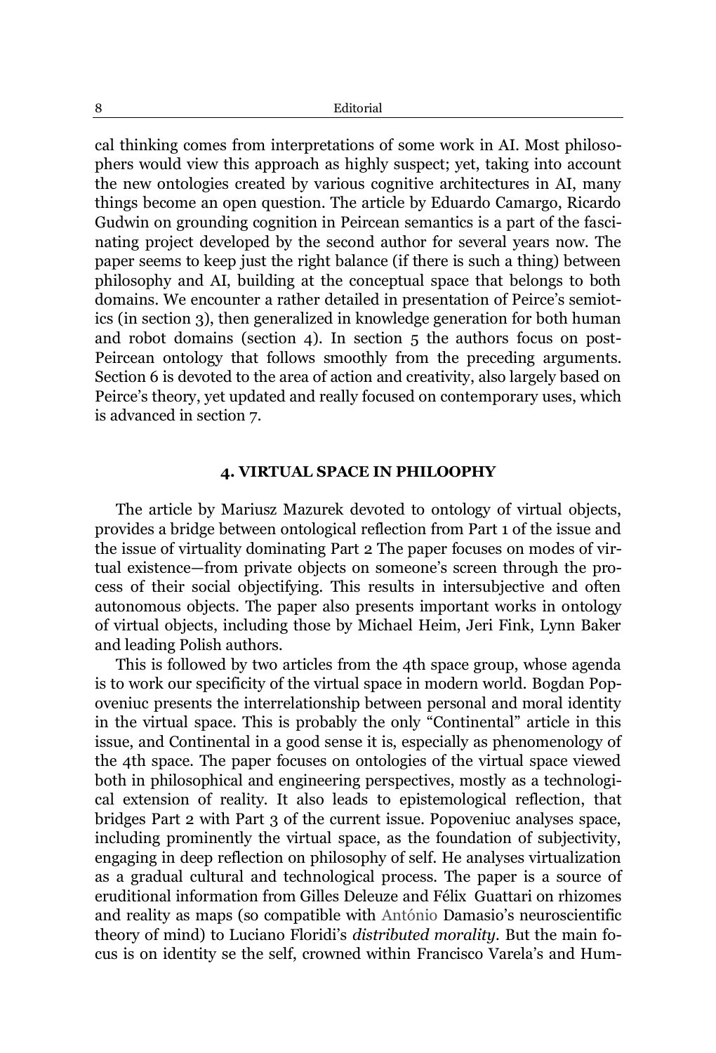cal thinking comes from interpretations of some work in AI. Most philosophers would view this approach as highly suspect; yet, taking into account the new ontologies created by various cognitive architectures in AI, many things become an open question. The article by Eduardo Camargo, Ricardo Gudwin on grounding cognition in Peircean semantics is a part of the fascinating project developed by the second author for several years now. The paper seems to keep just the right balance (if there is such a thing) between philosophy and AI, building at the conceptual space that belongs to both domains. We encounter a rather detailed in presentation of Peirce's semiotics (in section 3), then generalized in knowledge generation for both human and robot domains (section 4). In section 5 the authors focus on post-Peircean ontology that follows smoothly from the preceding arguments. Section 6 is devoted to the area of action and creativity, also largely based on Peirce's theory, yet updated and really focused on contemporary uses, which is advanced in section 7.

## 4. VIRTUAL SPACE IN PHILOOPHY

The article by Mariusz Mazurek devoted to ontology of virtual objects, provides a bridge between ontological reflection from Part 1 of the issue and the issue of virtuality dominating Part 2 The paper focuses on modes of virtual existence—from private objects on someone's screen through the process of their social objectifying. This results in intersubjective and often autonomous objects. The paper also presents important works in ontology of virtual objects, including those by Michael Heim, Jeri Fink, Lynn Baker and leading Polish authors.

This is followed by two articles from the 4th space group, whose agenda is to work our specificity of the virtual space in modern world. Bogdan Popoveniuc presents the interrelationship between personal and moral identity in the virtual space. This is probably the only "Continental" article in this issue, and Continental in a good sense it is, especially as phenomenology of the 4th space. The paper focuses on ontologies of the virtual space viewed both in philosophical and engineering perspectives, mostly as a technological extension of reality. It also leads to epistemological reflection, that bridges Part 2 with Part 3 of the current issue. Popoveniuc analyses space, including prominently the virtual space, as the foundation of subjectivity, engaging in deep reflection on philosophy of self. He analyses virtualization as a gradual cultural and technological process. The paper is a source of eruditional information from Gilles Deleuze and Félix Guattari on rhizomes and reality as maps (so compatible with António Damasio's neuroscientific theory of mind) to Luciano Floridi's *distributed morality*. But the main focus is on identity se the self, crowned within Francisco Varela's and Hum-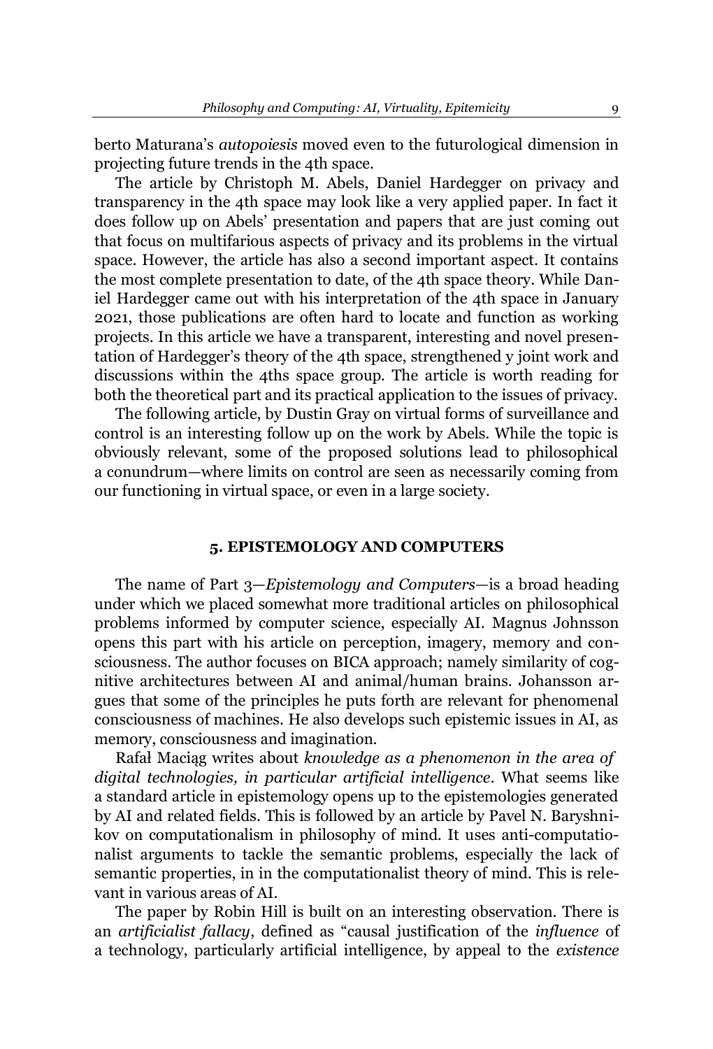berto Maturana's *autopoiesis* moved even to the futurological dimension in projecting future trends in the 4th space.

The article by Christoph M. Abels, Daniel Hardegger on privacy and transparency in the 4th space may look like a very applied paper. In fact it does follow up on Abels' presentation and papers that are just coming out that focus on multifarious aspects of privacy and its problems in the virtual space. However, the article has also a second important aspect. It contains the most complete presentation to date, of the 4th space theory. While Daniel Hardegger came out with his interpretation of the 4th space in January 2021, those publications are often hard to locate and function as working projects. In this article we have a transparent, interesting and novel presentation of Hardegger's theory of the 4th space, strengthened y joint work and discussions within the 4ths space group. The article is worth reading for both the theoretical part and its practical application to the issues of privacy.

The following article, by Dustin Gray on virtual forms of surveillance and control is an interesting follow up on the work by Abels. While the topic is obviously relevant, some of the proposed solutions lead to philosophical a conundrum—where limits on control are seen as necessarily coming from our functioning in virtual space, or even in a large society.

## 5. EPISTEMOLOGY AND COMPUTERS

The name of Part 3—*Epistemology and Computers*—is a broad heading under which we placed somewhat more traditional articles on philosophical problems informed by computer science, especially AI. Magnus Johnsson opens this part with his article on perception, imagery, memory and consciousness. The author focuses on BICA approach; namely similarity of cognitive architectures between AI and animal/human brains. Johansson argues that some of the principles he puts forth are relevant for phenomenal consciousness of machines. He also develops such epistemic issues in AI, as memory, consciousness and imagination.

Rafał Maciąg writes about *knowledge as a phenomenon in the area of digital technologies, in particular artificial intelligence*. What seems like a standard article in epistemology opens up to the epistemologies generated by AI and related fields. This is followed by an article by Pavel N. Baryshnikov on computationalism in philosophy of mind. It uses anti-computationalist arguments to tackle the semantic problems, especially the lack of semantic properties, in in the computationalist theory of mind. This is relevant in various areas of AI.

The paper by Robin Hill is built on an interesting observation. There is an *artificialist fallacy*, defined as "causal justification of the *influence* of a technology, particularly artificial intelligence, by appeal to the *existence*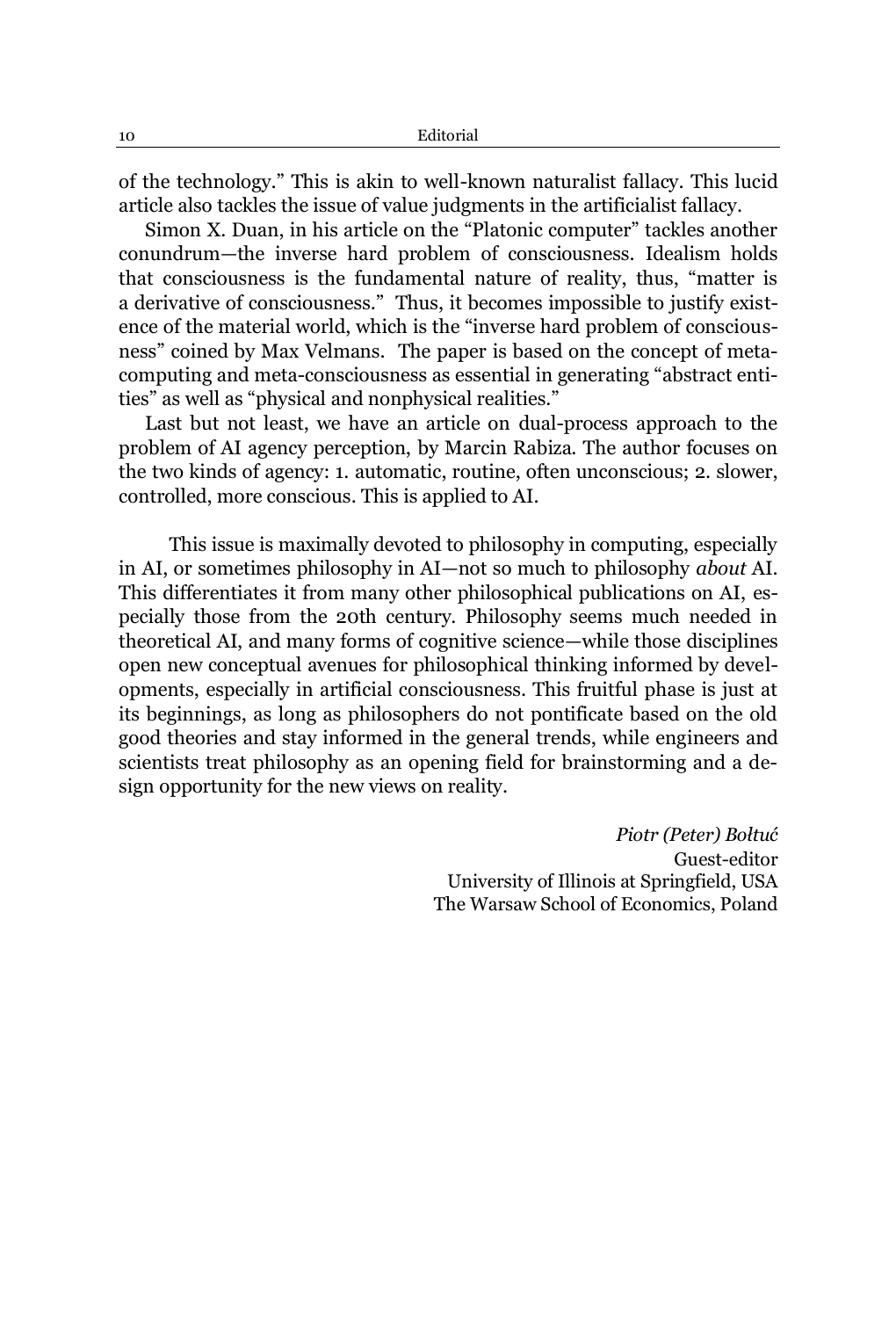of the technology." This is akin to well-known naturalist fallacy. This lucid article also tackles the issue of value judgments in the artificialist fallacy.

Simon X. Duan, in his article on the "Platonic computer" tackles another conundrum—the inverse hard problem of consciousness. Idealism holds that consciousness is the fundamental nature of reality, thus, "matter is a derivative of consciousness." Thus, it becomes impossible to justify existence of the material world, which is the "inverse hard problem of consciousness" coined by Max Velmans. The paper is based on the concept of meta-computing and meta-consciousness as essential in generating "abstract entities" as well as "physical and nonphysical realities."

Last but not least, we have an article on dual-process approach to the problem of AI agency perception, by Marcin Rabiza. The author focuses on the two kinds of agency: 1. automatic, routine, often unconscious; 2. slower, controlled, more conscious. This is applied to AI.

This issue is maximally devoted to philosophy in computing, especially in AI, or sometimes philosophy in AI—not so much to philosophy *about* AI. This differentiates it from many other philosophical publications on AI, especially those from the 20th century. Philosophy seems much needed in theoretical AI, and many forms of cognitive science—while those disciplines open new conceptual avenues for philosophical thinking informed by developments, especially in artificial consciousness. This fruitful phase is just at its beginnings, as long as philosophers do not pontificate based on the old good theories and stay informed in the general trends, while engineers and scientists treat philosophy as an opening field for brainstorming and a design opportunity for the new views on reality.

*Piotr (Peter) Bołtuć*
Guest-editor
University of Illinois at Springfield, USA
The Warsaw School of Economics, Poland